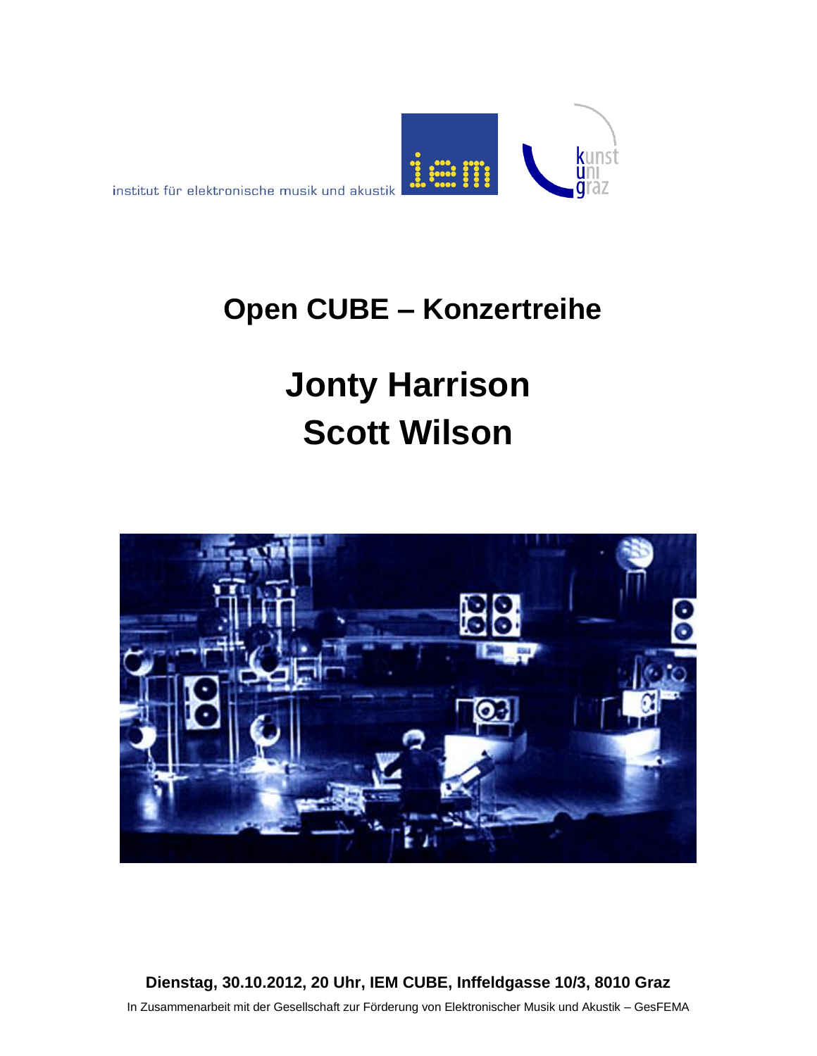institut für elektronische musik und akustik

iem

kunst uni graz

# Open CUBE – Konzertreihe

# Jonty Harrison
# Scott Wilson

**Dienstag, 30.10.2012, 20 Uhr, IEM CUBE, Inffeldgasse 10/3, 8010 Graz**

In Zusammenarbeit mit der Gesellschaft zur Förderung von Elektronischer Musik und Akustik – GesFEMA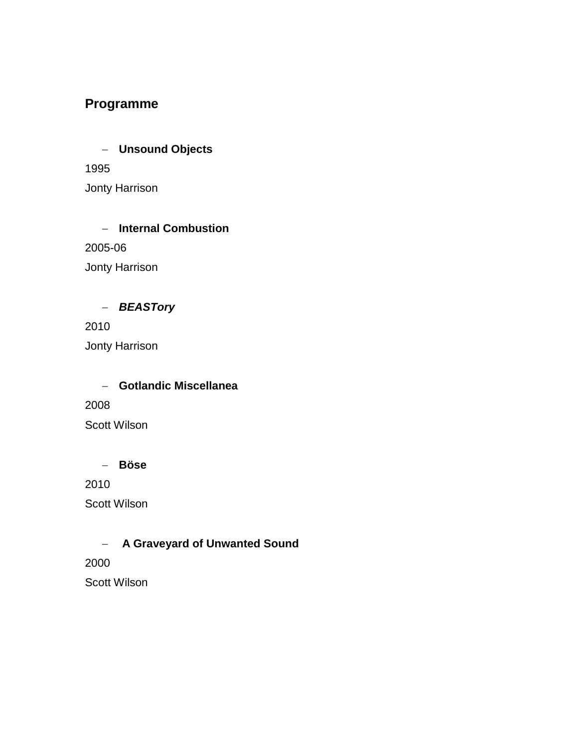## Programme

- **Unsound Objects**

1995

Jonty Harrison

- **Internal Combustion**

2005-06

Jonty Harrison

- ***BEASTory***

2010

Jonty Harrison

- **Gotlandic Miscellanea**

2008

Scott Wilson

- **Böse**

2010

Scott Wilson

- **A Graveyard of Unwanted Sound**

2000

Scott Wilson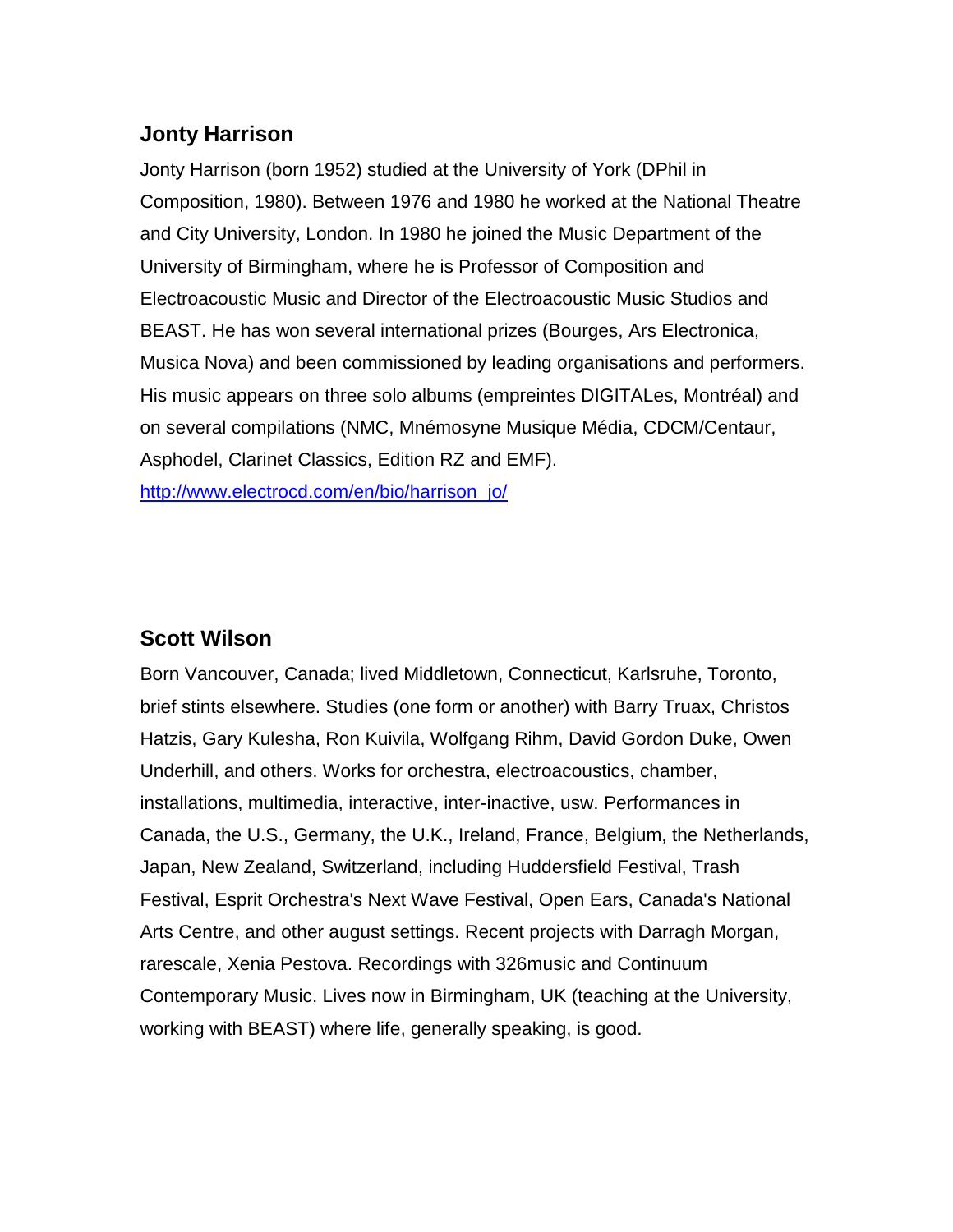## Jonty Harrison

Jonty Harrison (born 1952) studied at the University of York (DPhil in Composition, 1980). Between 1976 and 1980 he worked at the National Theatre and City University, London. In 1980 he joined the Music Department of the University of Birmingham, where he is Professor of Composition and Electroacoustic Music and Director of the Electroacoustic Music Studios and BEAST. He has won several international prizes (Bourges, Ars Electronica, Musica Nova) and been commissioned by leading organisations and performers. His music appears on three solo albums (empreintes DIGITALes, Montréal) and on several compilations (NMC, Mnémosyne Musique Média, CDCM/Centaur, Asphodel, Clarinet Classics, Edition RZ and EMF).

[http://www.electrocd.com/en/bio/harrison_jo/](http://www.electrocd.com/en/bio/harrison_jo/)

## Scott Wilson

Born Vancouver, Canada; lived Middletown, Connecticut, Karlsruhe, Toronto, brief stints elsewhere. Studies (one form or another) with Barry Truax, Christos Hatzis, Gary Kulesha, Ron Kuivila, Wolfgang Rihm, David Gordon Duke, Owen Underhill, and others. Works for orchestra, electroacoustics, chamber, installations, multimedia, interactive, inter-inactive, usw. Performances in Canada, the U.S., Germany, the U.K., Ireland, France, Belgium, the Netherlands, Japan, New Zealand, Switzerland, including Huddersfield Festival, Trash Festival, Esprit Orchestra's Next Wave Festival, Open Ears, Canada's National Arts Centre, and other august settings. Recent projects with Darragh Morgan, rarescale, Xenia Pestova. Recordings with 326music and Continuum Contemporary Music. Lives now in Birmingham, UK (teaching at the University, working with BEAST) where life, generally speaking, is good.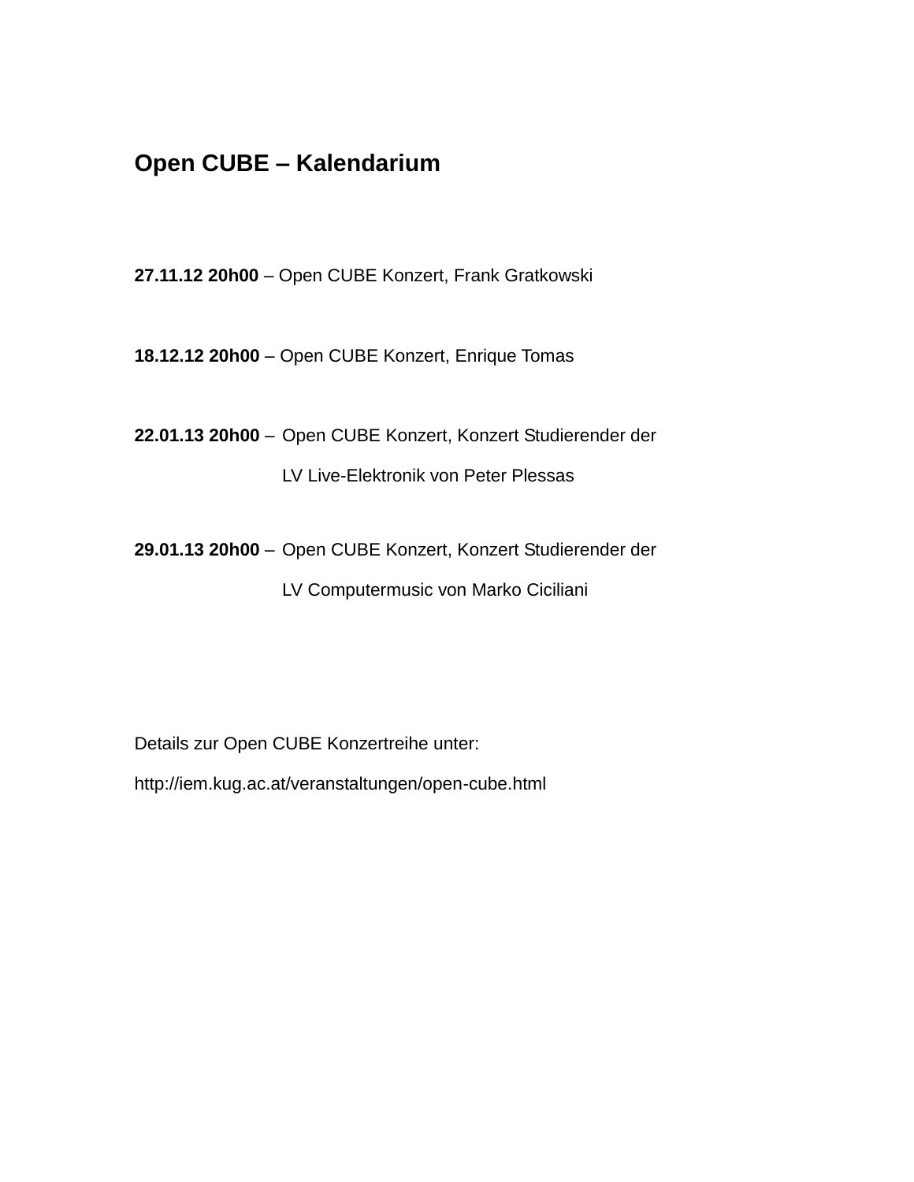# Open CUBE – Kalendarium

**27.11.12 20h00** – Open CUBE Konzert, Frank Gratkowski

**18.12.12 20h00** – Open CUBE Konzert, Enrique Tomas

**22.01.13 20h00** – Open CUBE Konzert, Konzert Studierender der LV Live-Elektronik von Peter Plessas

**29.01.13 20h00** – Open CUBE Konzert, Konzert Studierender der LV Computermusic von Marko Ciciliani

Details zur Open CUBE Konzertreihe unter:

http://iem.kug.ac.at/veranstaltungen/open-cube.html